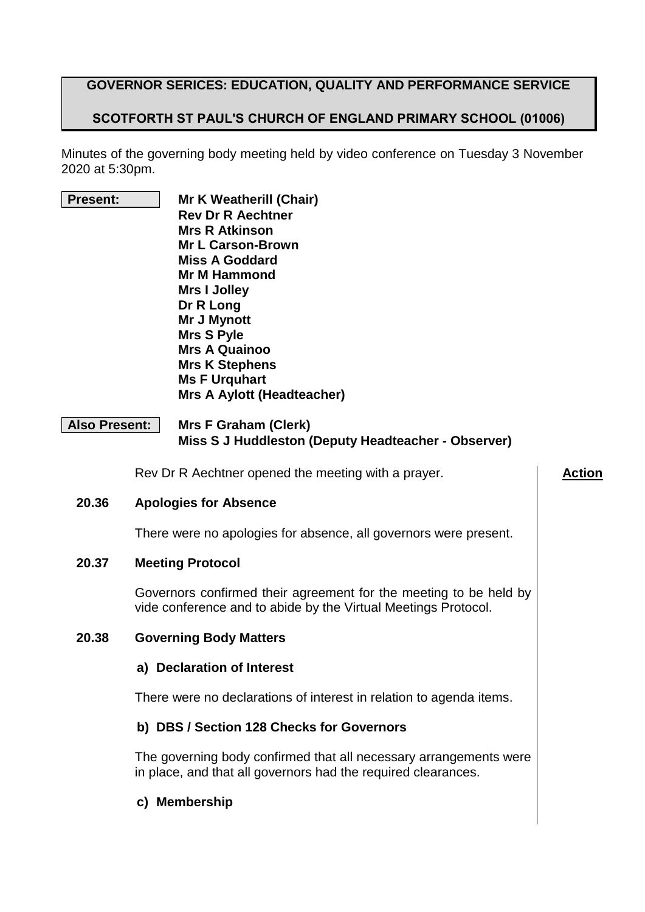**GOVERNOR SERICES: EDUCATION, QUALITY AND PERFORMANCE SERVICE**

**SCOTFORTH ST PAUL'S CHURCH OF ENGLAND PRIMARY SCHOOL (01006)**

Minutes of the governing body meeting held by video conference on Tuesday 3 November 2020 at 5:30pm.

**Present:**
**Mr K Weatherill (Chair)**
**Rev Dr R Aechtner**
**Mrs R Atkinson**
**Mr L Carson-Brown**
**Miss A Goddard**
**Mr M Hammond**
**Mrs I Jolley**
**Dr R Long**
**Mr J Mynott**
**Mrs S Pyle**
**Mrs A Quainoo**
**Mrs K Stephens**
**Ms F Urquhart**
**Mrs A Aylott (Headteacher)**

**Also Present:**
**Mrs F Graham (Clerk)**
**Miss S J Huddleston (Deputy Headteacher - Observer)**

Rev Dr R Aechtner opened the meeting with a prayer.

**Action**

### 20.36 Apologies for Absence

There were no apologies for absence, all governors were present.

### 20.37 Meeting Protocol

Governors confirmed their agreement for the meeting to be held by vide conference and to abide by the Virtual Meetings Protocol.

### 20.38 Governing Body Matters

#### a) Declaration of Interest

There were no declarations of interest in relation to agenda items.

#### b) DBS / Section 128 Checks for Governors

The governing body confirmed that all necessary arrangements were in place, and that all governors had the required clearances.

#### c) Membership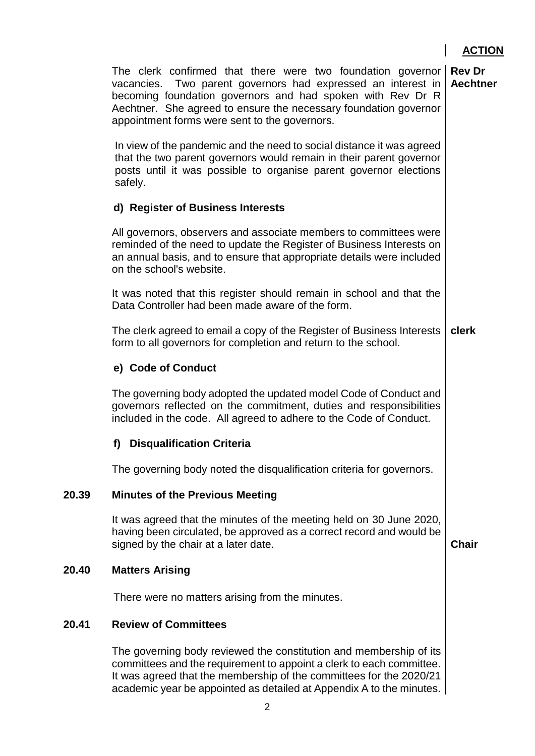**ACTION**

The clerk confirmed that there were two foundation governor vacancies. Two parent governors had expressed an interest in becoming foundation governors and had spoken with Rev Dr R Aechtner. She agreed to ensure the necessary foundation governor appointment forms were sent to the governors. **Rev Dr Aechtner**

In view of the pandemic and the need to social distance it was agreed that the two parent governors would remain in their parent governor posts until it was possible to organise parent governor elections safely.

**d) Register of Business Interests**

All governors, observers and associate members to committees were reminded of the need to update the Register of Business Interests on an annual basis, and to ensure that appropriate details were included on the school's website.

It was noted that this register should remain in school and that the Data Controller had been made aware of the form.

The clerk agreed to email a copy of the Register of Business Interests form to all governors for completion and return to the school. **clerk**

**e) Code of Conduct**

The governing body adopted the updated model Code of Conduct and governors reflected on the commitment, duties and responsibilities included in the code. All agreed to adhere to the Code of Conduct.

**f) Disqualification Criteria**

The governing body noted the disqualification criteria for governors.

## 20.39 Minutes of the Previous Meeting

It was agreed that the minutes of the meeting held on 30 June 2020, having been circulated, be approved as a correct record and would be signed by the chair at a later date. **Chair**

## 20.40 Matters Arising

There were no matters arising from the minutes.

## 20.41 Review of Committees

The governing body reviewed the constitution and membership of its committees and the requirement to appoint a clerk to each committee. It was agreed that the membership of the committees for the 2020/21 academic year be appointed as detailed at Appendix A to the minutes.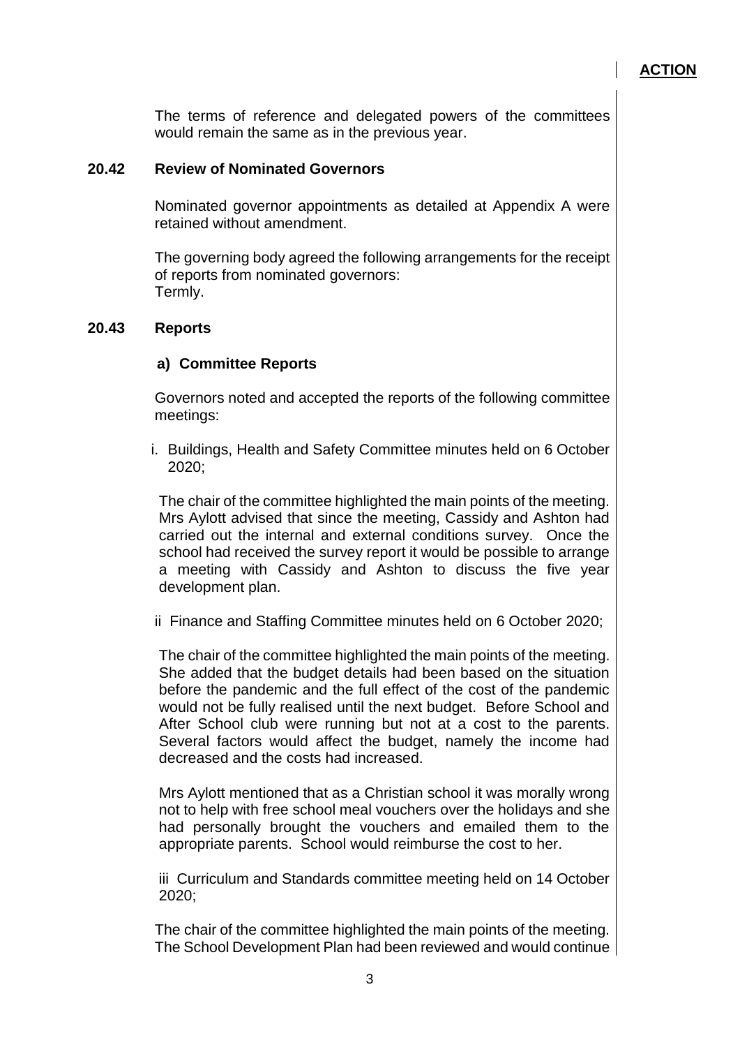**ACTION**

The terms of reference and delegated powers of the committees would remain the same as in the previous year.

## 20.42 Review of Nominated Governors

Nominated governor appointments as detailed at Appendix A were retained without amendment.

The governing body agreed the following arrangements for the receipt of reports from nominated governors:
Termly.

## 20.43 Reports

### a) Committee Reports

Governors noted and accepted the reports of the following committee meetings:

i. Buildings, Health and Safety Committee minutes held on 6 October 2020;

The chair of the committee highlighted the main points of the meeting. Mrs Aylott advised that since the meeting, Cassidy and Ashton had carried out the internal and external conditions survey. Once the school had received the survey report it would be possible to arrange a meeting with Cassidy and Ashton to discuss the five year development plan.

ii Finance and Staffing Committee minutes held on 6 October 2020;

The chair of the committee highlighted the main points of the meeting. She added that the budget details had been based on the situation before the pandemic and the full effect of the cost of the pandemic would not be fully realised until the next budget. Before School and After School club were running but not at a cost to the parents. Several factors would affect the budget, namely the income had decreased and the costs had increased.

Mrs Aylott mentioned that as a Christian school it was morally wrong not to help with free school meal vouchers over the holidays and she had personally brought the vouchers and emailed them to the appropriate parents. School would reimburse the cost to her.

iii Curriculum and Standards committee meeting held on 14 October 2020;

The chair of the committee highlighted the main points of the meeting. The School Development Plan had been reviewed and would continue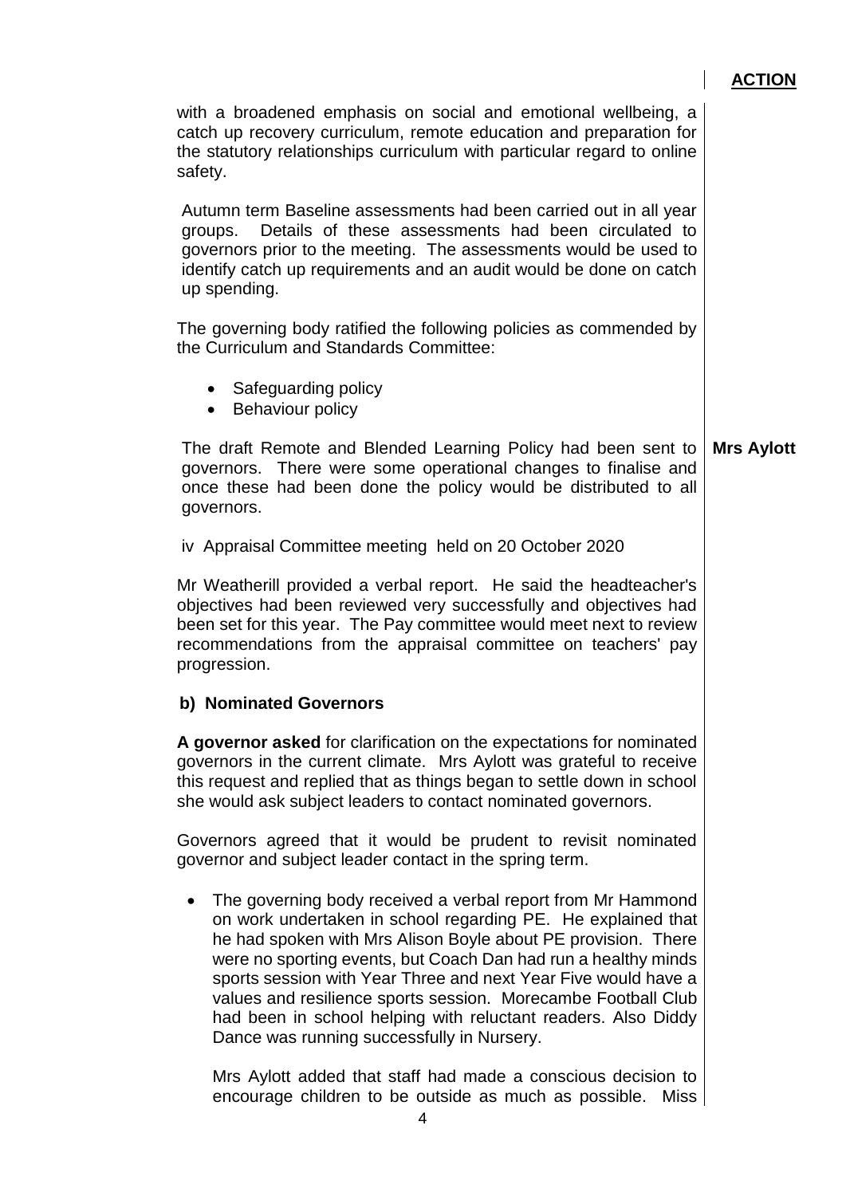**ACTION**

with a broadened emphasis on social and emotional wellbeing, a catch up recovery curriculum, remote education and preparation for the statutory relationships curriculum with particular regard to online safety.

Autumn term Baseline assessments had been carried out in all year groups. Details of these assessments had been circulated to governors prior to the meeting. The assessments would be used to identify catch up requirements and an audit would be done on catch up spending.

The governing body ratified the following policies as commended by the Curriculum and Standards Committee:

- Safeguarding policy
- Behaviour policy

The draft Remote and Blended Learning Policy had been sent to governors. There were some operational changes to finalise and once these had been done the policy would be distributed to all governors. **Mrs Aylott**

iv Appraisal Committee meeting held on 20 October 2020

Mr Weatherill provided a verbal report. He said the headteacher's objectives had been reviewed very successfully and objectives had been set for this year. The Pay committee would meet next to review recommendations from the appraisal committee on teachers' pay progression.

**b) Nominated Governors**

**A governor asked** for clarification on the expectations for nominated governors in the current climate. Mrs Aylott was grateful to receive this request and replied that as things began to settle down in school she would ask subject leaders to contact nominated governors.

Governors agreed that it would be prudent to revisit nominated governor and subject leader contact in the spring term.

- The governing body received a verbal report from Mr Hammond on work undertaken in school regarding PE. He explained that he had spoken with Mrs Alison Boyle about PE provision. There were no sporting events, but Coach Dan had run a healthy minds sports session with Year Three and next Year Five would have a values and resilience sports session. Morecambe Football Club had been in school helping with reluctant readers. Also Diddy Dance was running successfully in Nursery.

  Mrs Aylott added that staff had made a conscious decision to encourage children to be outside as much as possible. Miss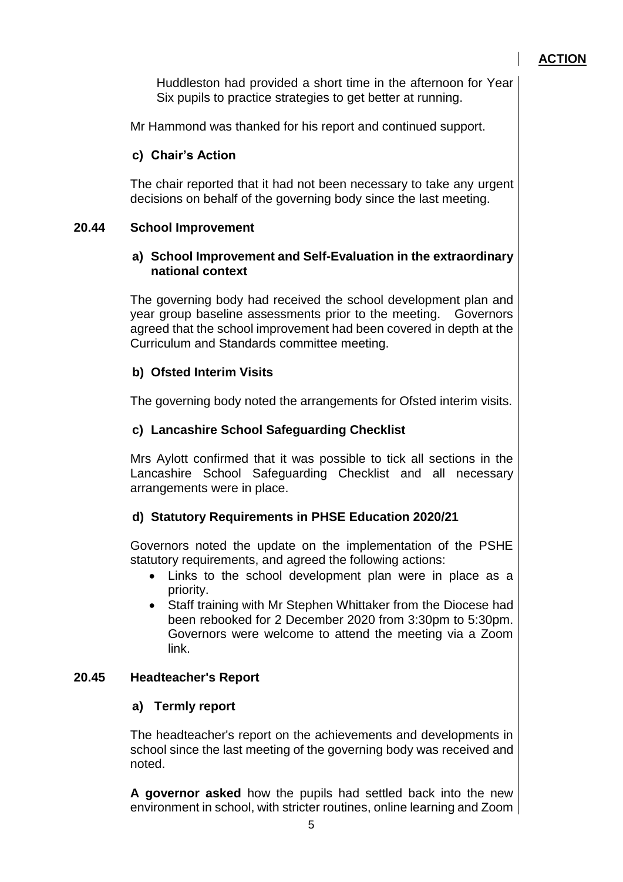**ACTION**

Huddleston had provided a short time in the afternoon for Year Six pupils to practice strategies to get better at running.

Mr Hammond was thanked for his report and continued support.

**c) Chair's Action**

The chair reported that it had not been necessary to take any urgent decisions on behalf of the governing body since the last meeting.

## 20.44 School Improvement

**a) School Improvement and Self-Evaluation in the extraordinary national context**

The governing body had received the school development plan and year group baseline assessments prior to the meeting. Governors agreed that the school improvement had been covered in depth at the Curriculum and Standards committee meeting.

**b) Ofsted Interim Visits**

The governing body noted the arrangements for Ofsted interim visits.

**c) Lancashire School Safeguarding Checklist**

Mrs Aylott confirmed that it was possible to tick all sections in the Lancashire School Safeguarding Checklist and all necessary arrangements were in place.

**d) Statutory Requirements in PHSE Education 2020/21**

Governors noted the update on the implementation of the PSHE statutory requirements, and agreed the following actions:

- Links to the school development plan were in place as a priority.
- Staff training with Mr Stephen Whittaker from the Diocese had been rebooked for 2 December 2020 from 3:30pm to 5:30pm. Governors were welcome to attend the meeting via a Zoom link.

## 20.45 Headteacher's Report

**a) Termly report**

The headteacher's report on the achievements and developments in school since the last meeting of the governing body was received and noted.

**A governor asked** how the pupils had settled back into the new environment in school, with stricter routines, online learning and Zoom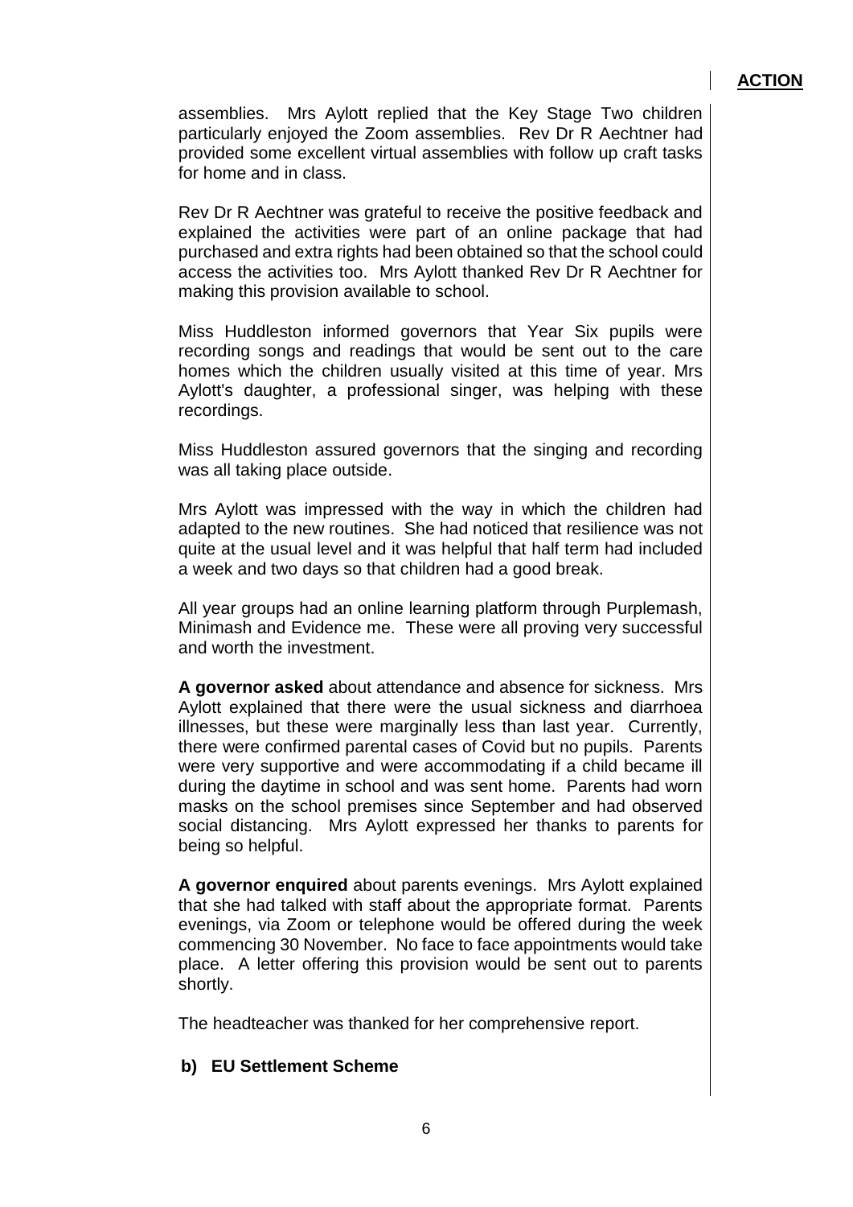**ACTION**

assemblies. Mrs Aylott replied that the Key Stage Two children particularly enjoyed the Zoom assemblies. Rev Dr R Aechtner had provided some excellent virtual assemblies with follow up craft tasks for home and in class.

Rev Dr R Aechtner was grateful to receive the positive feedback and explained the activities were part of an online package that had purchased and extra rights had been obtained so that the school could access the activities too. Mrs Aylott thanked Rev Dr R Aechtner for making this provision available to school.

Miss Huddleston informed governors that Year Six pupils were recording songs and readings that would be sent out to the care homes which the children usually visited at this time of year. Mrs Aylott's daughter, a professional singer, was helping with these recordings.

Miss Huddleston assured governors that the singing and recording was all taking place outside.

Mrs Aylott was impressed with the way in which the children had adapted to the new routines. She had noticed that resilience was not quite at the usual level and it was helpful that half term had included a week and two days so that children had a good break.

All year groups had an online learning platform through Purplemash, Minimash and Evidence me. These were all proving very successful and worth the investment.

**A governor asked** about attendance and absence for sickness. Mrs Aylott explained that there were the usual sickness and diarrhoea illnesses, but these were marginally less than last year. Currently, there were confirmed parental cases of Covid but no pupils. Parents were very supportive and were accommodating if a child became ill during the daytime in school and was sent home. Parents had worn masks on the school premises since September and had observed social distancing. Mrs Aylott expressed her thanks to parents for being so helpful.

**A governor enquired** about parents evenings. Mrs Aylott explained that she had talked with staff about the appropriate format. Parents evenings, via Zoom or telephone would be offered during the week commencing 30 November. No face to face appointments would take place. A letter offering this provision would be sent out to parents shortly.

The headteacher was thanked for her comprehensive report.

**b) EU Settlement Scheme**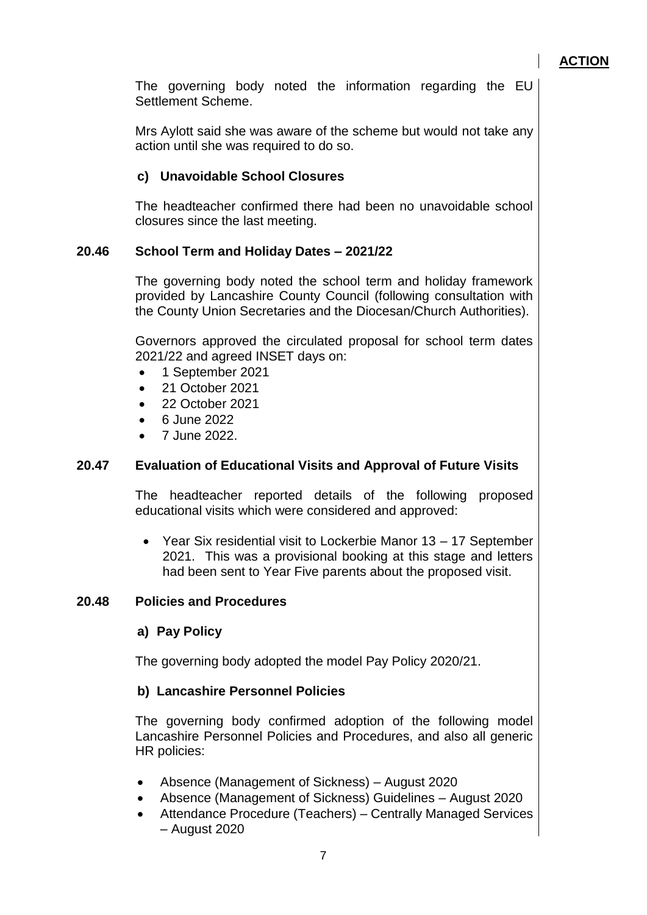**ACTION**

The governing body noted the information regarding the EU Settlement Scheme.

Mrs Aylott said she was aware of the scheme but would not take any action until she was required to do so.

### c) Unavoidable School Closures

The headteacher confirmed there had been no unavoidable school closures since the last meeting.

## 20.46 School Term and Holiday Dates – 2021/22

The governing body noted the school term and holiday framework provided by Lancashire County Council (following consultation with the County Union Secretaries and the Diocesan/Church Authorities).

Governors approved the circulated proposal for school term dates 2021/22 and agreed INSET days on:

- 1 September 2021
- 21 October 2021
- 22 October 2021
- 6 June 2022
- 7 June 2022.

## 20.47 Evaluation of Educational Visits and Approval of Future Visits

The headteacher reported details of the following proposed educational visits which were considered and approved:

- Year Six residential visit to Lockerbie Manor 13 – 17 September 2021. This was a provisional booking at this stage and letters had been sent to Year Five parents about the proposed visit.

## 20.48 Policies and Procedures

### a) Pay Policy

The governing body adopted the model Pay Policy 2020/21.

### b) Lancashire Personnel Policies

The governing body confirmed adoption of the following model Lancashire Personnel Policies and Procedures, and also all generic HR policies:

- Absence (Management of Sickness) – August 2020
- Absence (Management of Sickness) Guidelines – August 2020
- Attendance Procedure (Teachers) – Centrally Managed Services – August 2020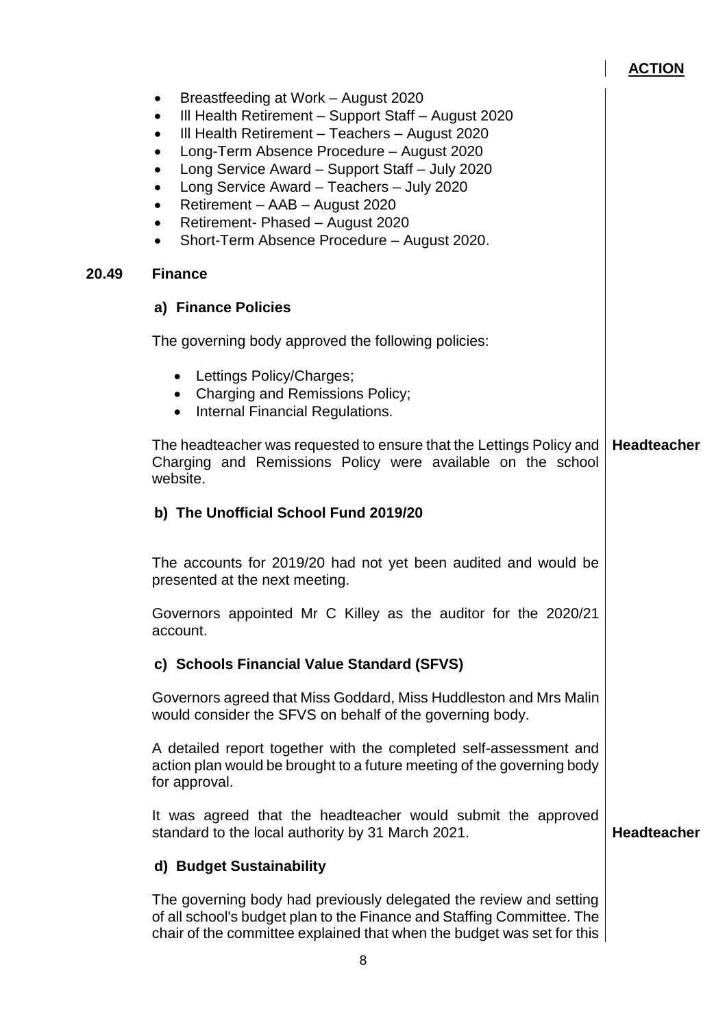**ACTION**

- Breastfeeding at Work – August 2020
- Ill Health Retirement – Support Staff – August 2020
- Ill Health Retirement – Teachers – August 2020
- Long-Term Absence Procedure – August 2020
- Long Service Award – Support Staff – July 2020
- Long Service Award – Teachers – July 2020
- Retirement – AAB – August 2020
- Retirement- Phased – August 2020
- Short-Term Absence Procedure – August 2020.

## 20.49 Finance

### a) Finance Policies

The governing body approved the following policies:

- Lettings Policy/Charges;
- Charging and Remissions Policy;
- Internal Financial Regulations.

The headteacher was requested to ensure that the Lettings Policy and Charging and Remissions Policy were available on the school website. — **Headteacher**

### b) The Unofficial School Fund 2019/20

The accounts for 2019/20 had not yet been audited and would be presented at the next meeting.

Governors appointed Mr C Killey as the auditor for the 2020/21 account.

### c) Schools Financial Value Standard (SFVS)

Governors agreed that Miss Goddard, Miss Huddleston and Mrs Malin would consider the SFVS on behalf of the governing body.

A detailed report together with the completed self-assessment and action plan would be brought to a future meeting of the governing body for approval.

It was agreed that the headteacher would submit the approved standard to the local authority by 31 March 2021. — **Headteacher**

### d) Budget Sustainability

The governing body had previously delegated the review and setting of all school's budget plan to the Finance and Staffing Committee. The chair of the committee explained that when the budget was set for this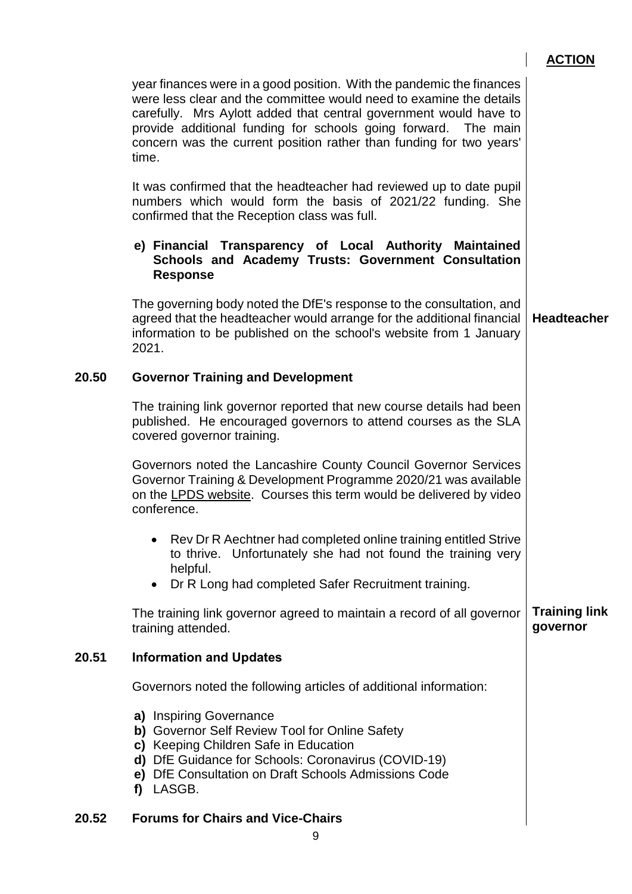**ACTION**

year finances were in a good position. With the pandemic the finances were less clear and the committee would need to examine the details carefully. Mrs Aylott added that central government would have to provide additional funding for schools going forward. The main concern was the current position rather than funding for two years' time.

It was confirmed that the headteacher had reviewed up to date pupil numbers which would form the basis of 2021/22 funding. She confirmed that the Reception class was full.

**e) Financial Transparency of Local Authority Maintained Schools and Academy Trusts: Government Consultation Response**

The governing body noted the DfE's response to the consultation, and agreed that the headteacher would arrange for the additional financial information to be published on the school's website from 1 January 2021. — **Headteacher**

## 20.50 Governor Training and Development

The training link governor reported that new course details had been published. He encouraged governors to attend courses as the SLA covered governor training.

Governors noted the Lancashire County Council Governor Services Governor Training & Development Programme 2020/21 was available on the LPDS website. Courses this term would be delivered by video conference.

- Rev Dr R Aechtner had completed online training entitled Strive to thrive. Unfortunately she had not found the training very helpful.
- Dr R Long had completed Safer Recruitment training.

The training link governor agreed to maintain a record of all governor training attended. — **Training link governor**

## 20.51 Information and Updates

Governors noted the following articles of additional information:

**a)** Inspiring Governance
**b)** Governor Self Review Tool for Online Safety
**c)** Keeping Children Safe in Education
**d)** DfE Guidance for Schools: Coronavirus (COVID-19)
**e)** DfE Consultation on Draft Schools Admissions Code
**f)** LASGB.

## 20.52 Forums for Chairs and Vice-Chairs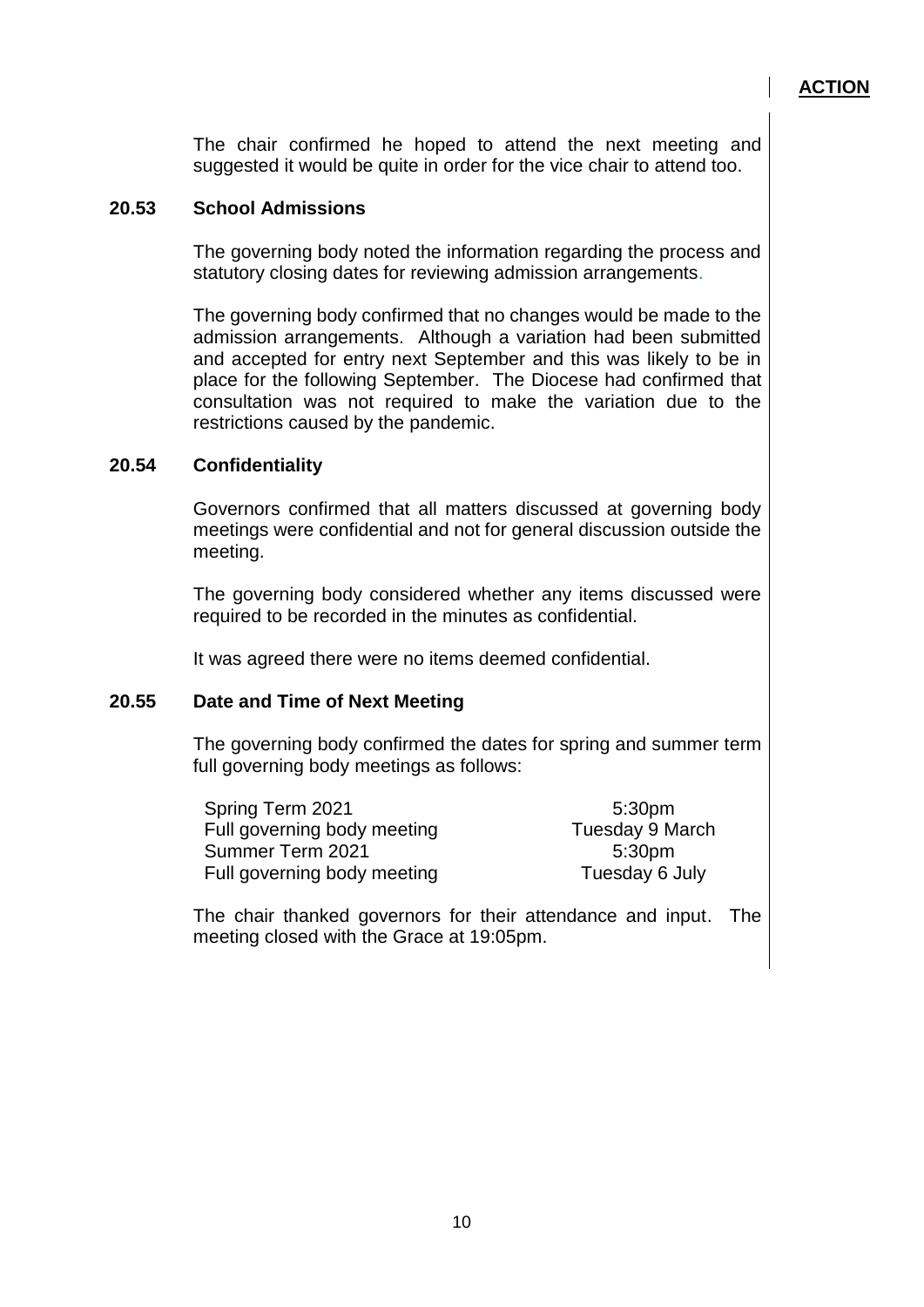**ACTION**

The chair confirmed he hoped to attend the next meeting and suggested it would be quite in order for the vice chair to attend too.

### 20.53 School Admissions

The governing body noted the information regarding the process and statutory closing dates for reviewing admission arrangements.

The governing body confirmed that no changes would be made to the admission arrangements. Although a variation had been submitted and accepted for entry next September and this was likely to be in place for the following September. The Diocese had confirmed that consultation was not required to make the variation due to the restrictions caused by the pandemic.

### 20.54 Confidentiality

Governors confirmed that all matters discussed at governing body meetings were confidential and not for general discussion outside the meeting.

The governing body considered whether any items discussed were required to be recorded in the minutes as confidential.

It was agreed there were no items deemed confidential.

### 20.55 Date and Time of Next Meeting

The governing body confirmed the dates for spring and summer term full governing body meetings as follows:

| | |
|---|---|
| Spring Term 2021 | 5:30pm |
| Full governing body meeting | Tuesday 9 March |
| Summer Term 2021 | 5:30pm |
| Full governing body meeting | Tuesday 6 July |

The chair thanked governors for their attendance and input. The meeting closed with the Grace at 19:05pm.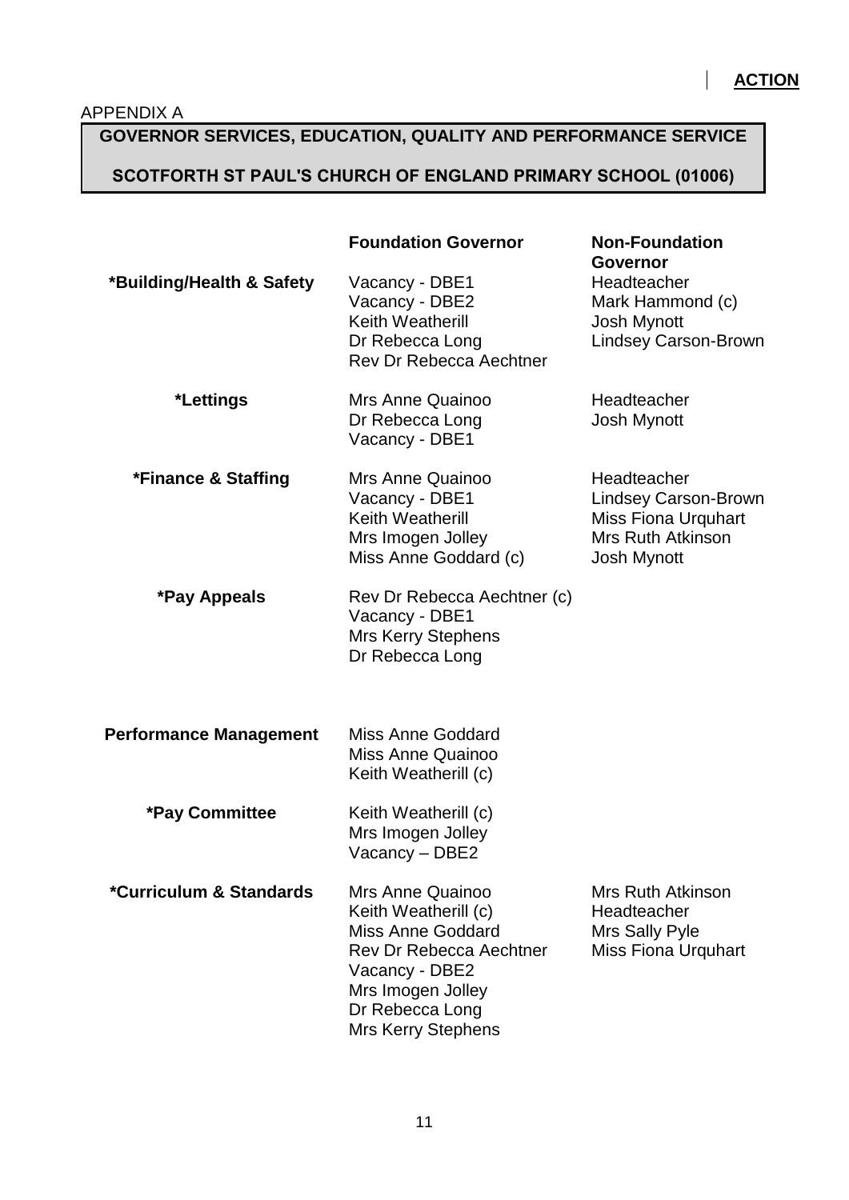**ACTION**

APPENDIX A

## GOVERNOR SERVICES, EDUCATION, QUALITY AND PERFORMANCE SERVICE

## SCOTFORTH ST PAUL'S CHURCH OF ENGLAND PRIMARY SCHOOL (01006)

| | Foundation Governor | Non-Foundation Governor |
| --- | --- | --- |
| ***Building/Health & Safety** | Vacancy - DBE1<br>Vacancy - DBE2<br>Keith Weatherill<br>Dr Rebecca Long<br>Rev Dr Rebecca Aechtner | Headteacher<br>Mark Hammond (c)<br>Josh Mynott<br>Lindsey Carson-Brown |
| ***Lettings** | Mrs Anne Quainoo<br>Dr Rebecca Long<br>Vacancy - DBE1 | Headteacher<br>Josh Mynott |
| ***Finance & Staffing** | Mrs Anne Quainoo<br>Vacancy - DBE1<br>Keith Weatherill<br>Mrs Imogen Jolley<br>Miss Anne Goddard (c) | Headteacher<br>Lindsey Carson-Brown<br>Miss Fiona Urquhart<br>Mrs Ruth Atkinson<br>Josh Mynott |
| ***Pay Appeals** | Rev Dr Rebecca Aechtner (c)<br>Vacancy - DBE1<br>Mrs Kerry Stephens<br>Dr Rebecca Long | |
| **Performance Management** | Miss Anne Goddard<br>Miss Anne Quainoo<br>Keith Weatherill (c) | |
| ***Pay Committee** | Keith Weatherill (c)<br>Mrs Imogen Jolley<br>Vacancy – DBE2 | |
| ***Curriculum & Standards** | Mrs Anne Quainoo<br>Keith Weatherill (c)<br>Miss Anne Goddard<br>Rev Dr Rebecca Aechtner<br>Vacancy - DBE2<br>Mrs Imogen Jolley<br>Dr Rebecca Long<br>Mrs Kerry Stephens | Mrs Ruth Atkinson<br>Headteacher<br>Mrs Sally Pyle<br>Miss Fiona Urquhart |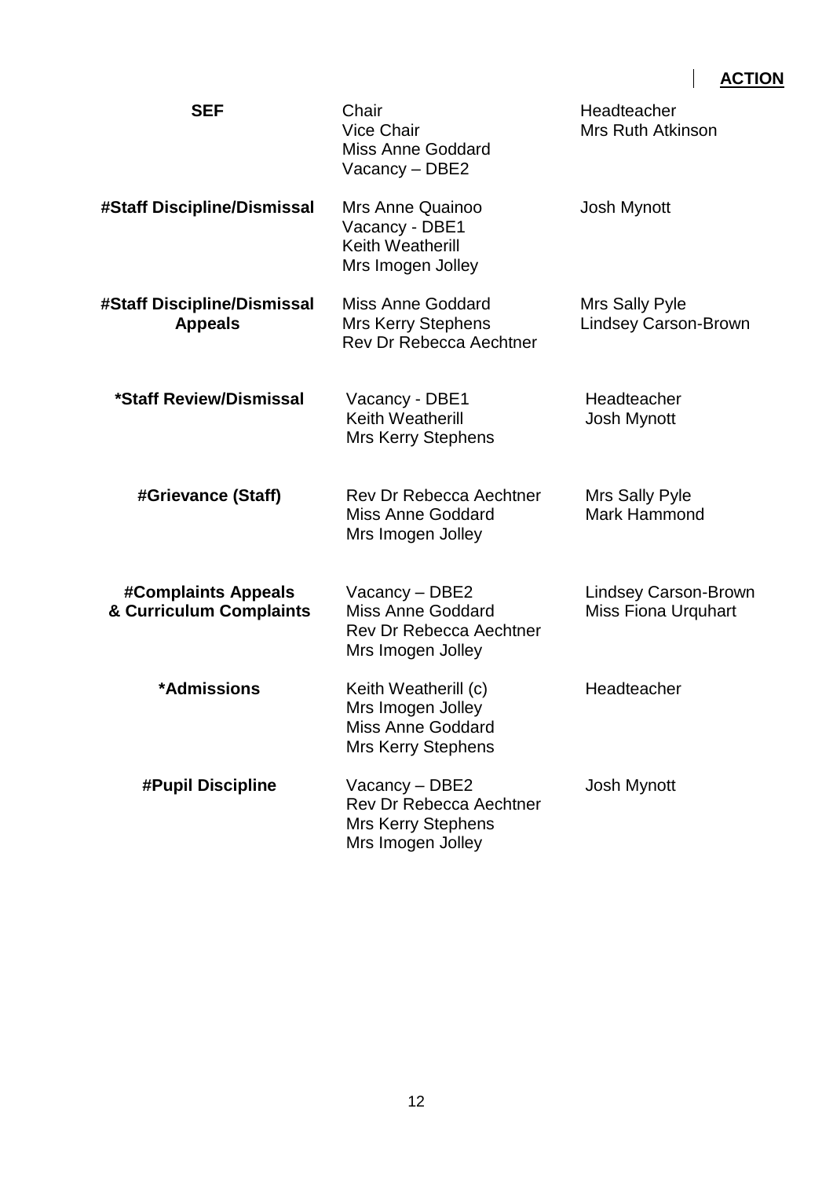**ACTION**

| | | |
|---|---|---|
| **SEF** | Chair<br>Vice Chair<br>Miss Anne Goddard<br>Vacancy – DBE2 | Headteacher<br>Mrs Ruth Atkinson |
| **#Staff Discipline/Dismissal** | Mrs Anne Quainoo<br>Vacancy - DBE1<br>Keith Weatherill<br>Mrs Imogen Jolley | Josh Mynott |
| **#Staff Discipline/Dismissal Appeals** | Miss Anne Goddard<br>Mrs Kerry Stephens<br>Rev Dr Rebecca Aechtner | Mrs Sally Pyle<br>Lindsey Carson-Brown |
| **\*Staff Review/Dismissal** | Vacancy - DBE1<br>Keith Weatherill<br>Mrs Kerry Stephens | Headteacher<br>Josh Mynott |
| **#Grievance (Staff)** | Rev Dr Rebecca Aechtner<br>Miss Anne Goddard<br>Mrs Imogen Jolley | Mrs Sally Pyle<br>Mark Hammond |
| **#Complaints Appeals & Curriculum Complaints** | Vacancy – DBE2<br>Miss Anne Goddard<br>Rev Dr Rebecca Aechtner<br>Mrs Imogen Jolley | Lindsey Carson-Brown<br>Miss Fiona Urquhart |
| **\*Admissions** | Keith Weatherill (c)<br>Mrs Imogen Jolley<br>Miss Anne Goddard<br>Mrs Kerry Stephens | Headteacher |
| **#Pupil Discipline** | Vacancy – DBE2<br>Rev Dr Rebecca Aechtner<br>Mrs Kerry Stephens<br>Mrs Imogen Jolley | Josh Mynott |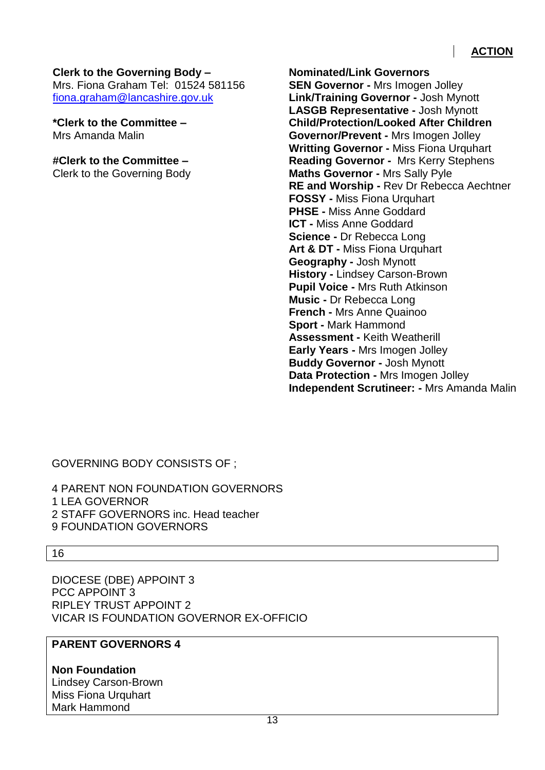**ACTION**

**Clerk to the Governing Body –**
Mrs. Fiona Graham Tel: 01524 581156
[fiona.graham@lancashire.gov.uk](mailto:fiona.graham@lancashire.gov.uk)

***Clerk to the Committee –**
Mrs Amanda Malin

**#Clerk to the Committee –**
Clerk to the Governing Body

**Nominated/Link Governors**
**SEN Governor -** Mrs Imogen Jolley
**Link/Training Governor -** Josh Mynott
**LASGB Representative -** Josh Mynott
**Child/Protection/Looked After Children Governor/Prevent -** Mrs Imogen Jolley
**Writting Governor -** Miss Fiona Urquhart
**Reading Governor -** Mrs Kerry Stephens
**Maths Governor -** Mrs Sally Pyle
**RE and Worship -** Rev Dr Rebecca Aechtner
**FOSSY -** Miss Fiona Urquhart
**PHSE -** Miss Anne Goddard
**ICT -** Miss Anne Goddard
**Science -** Dr Rebecca Long
**Art & DT -** Miss Fiona Urquhart
**Geography -** Josh Mynott
**History -** Lindsey Carson-Brown
**Pupil Voice -** Mrs Ruth Atkinson
**Music -** Dr Rebecca Long
**French -** Mrs Anne Quainoo
**Sport -** Mark Hammond
**Assessment -** Keith Weatherill
**Early Years -** Mrs Imogen Jolley
**Buddy Governor -** Josh Mynott
**Data Protection -** Mrs Imogen Jolley
**Independent Scrutineer: -** Mrs Amanda Malin

GOVERNING BODY CONSISTS OF ;

4 PARENT NON FOUNDATION GOVERNORS
1 LEA GOVERNOR
2 STAFF GOVERNORS inc. Head teacher
9 FOUNDATION GOVERNORS

| 16 |
|---|

DIOCESE (DBE) APPOINT 3
PCC APPOINT 3
RIPLEY TRUST APPOINT 2
VICAR IS FOUNDATION GOVERNOR EX-OFFICIO

**PARENT GOVERNORS 4**

**Non Foundation**
Lindsey Carson-Brown
Miss Fiona Urquhart
Mark Hammond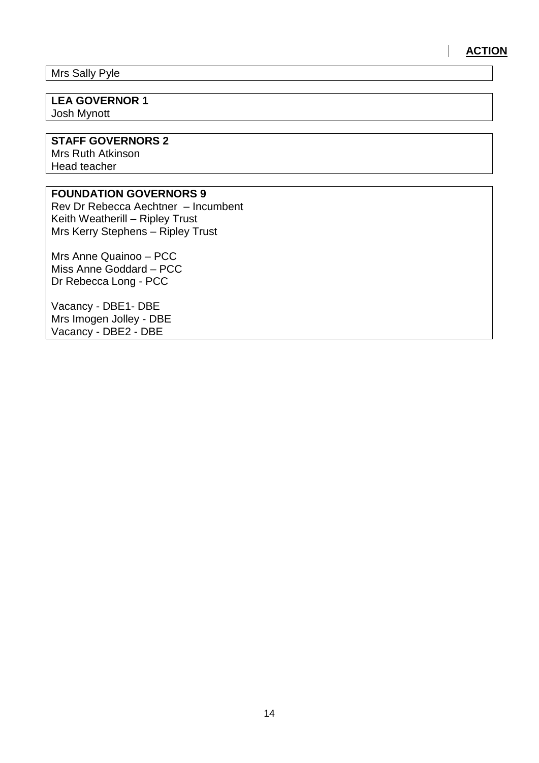**ACTION**

Mrs Sally Pyle

**LEA GOVERNOR 1**
Josh Mynott

**STAFF GOVERNORS 2**
Mrs Ruth Atkinson
Head teacher

**FOUNDATION GOVERNORS 9**
Rev Dr Rebecca Aechtner – Incumbent
Keith Weatherill – Ripley Trust
Mrs Kerry Stephens – Ripley Trust

Mrs Anne Quainoo – PCC
Miss Anne Goddard – PCC
Dr Rebecca Long - PCC

Vacancy - DBE1- DBE
Mrs Imogen Jolley - DBE
Vacancy - DBE2 - DBE